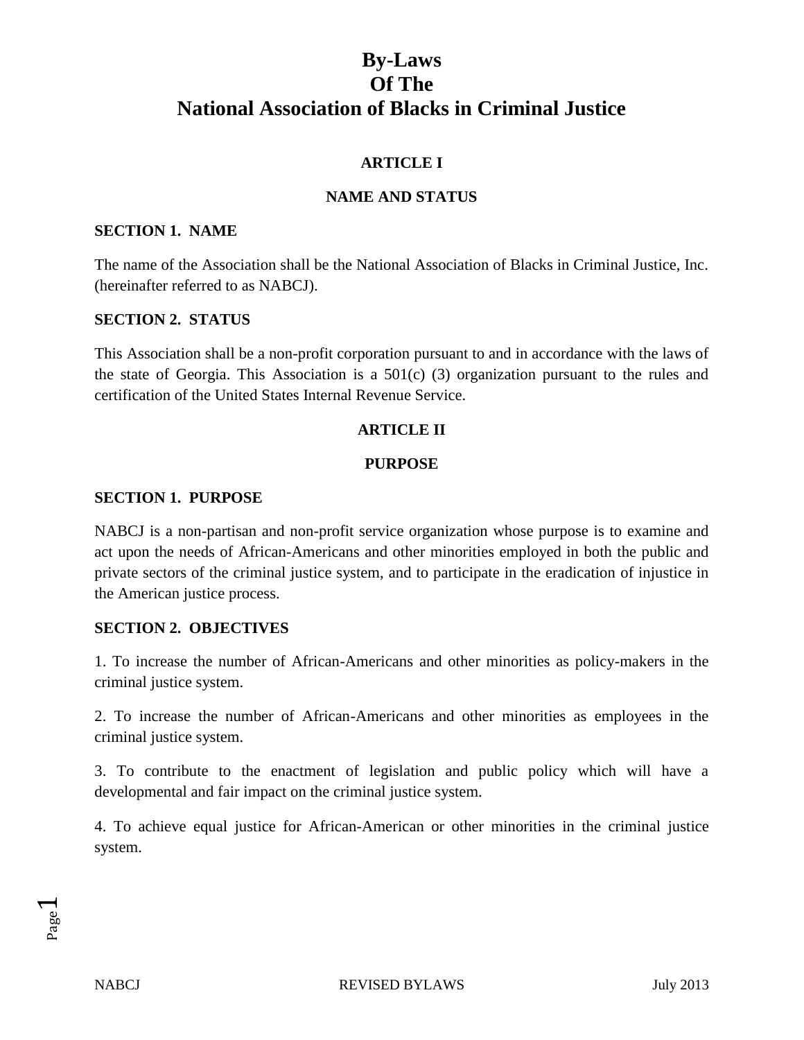# By-Laws
# Of The
# National Association of Blacks in Criminal Justice

## ARTICLE I

## NAME AND STATUS

### SECTION 1. NAME

The name of the Association shall be the National Association of Blacks in Criminal Justice, Inc. (hereinafter referred to as NABCJ).

### SECTION 2. STATUS

This Association shall be a non-profit corporation pursuant to and in accordance with the laws of the state of Georgia. This Association is a 501(c) (3) organization pursuant to the rules and certification of the United States Internal Revenue Service.

## ARTICLE II

## PURPOSE

### SECTION 1. PURPOSE

NABCJ is a non-partisan and non-profit service organization whose purpose is to examine and act upon the needs of African-Americans and other minorities employed in both the public and private sectors of the criminal justice system, and to participate in the eradication of injustice in the American justice process.

### SECTION 2. OBJECTIVES

1. To increase the number of African-Americans and other minorities as policy-makers in the criminal justice system.

2. To increase the number of African-Americans and other minorities as employees in the criminal justice system.

3. To contribute to the enactment of legislation and public policy which will have a developmental and fair impact on the criminal justice system.

4. To achieve equal justice for African-American or other minorities in the criminal justice system.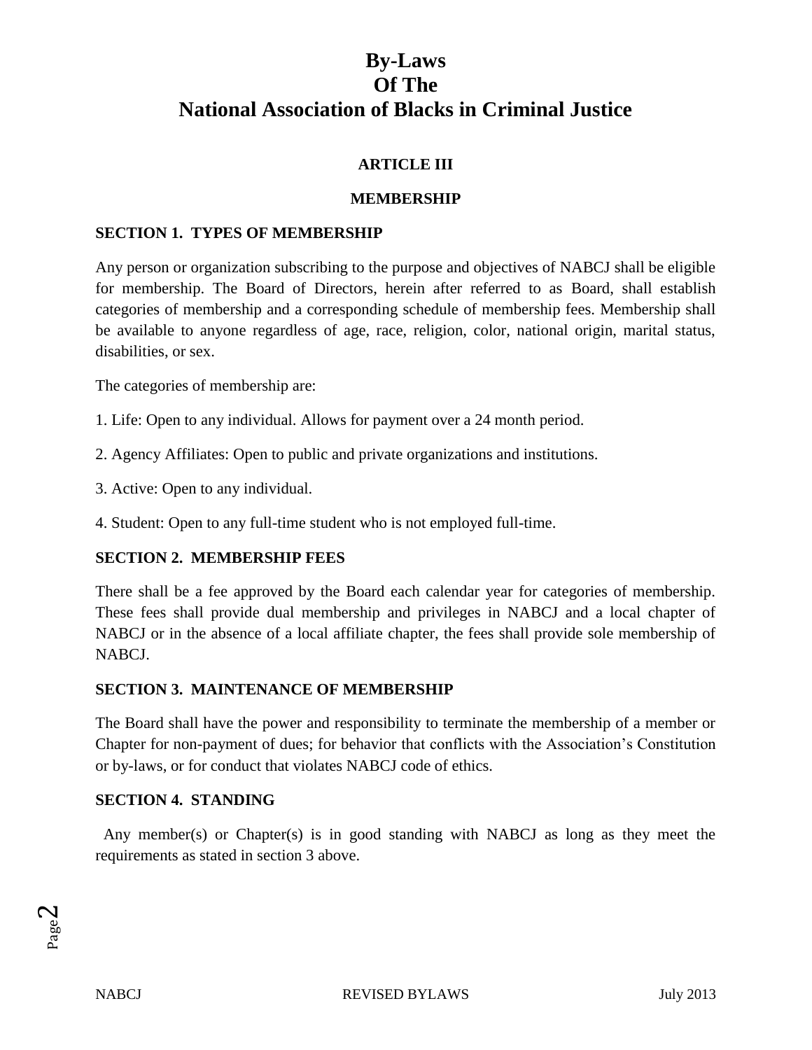# By-Laws
# Of The
# National Association of Blacks in Criminal Justice

## ARTICLE III

## MEMBERSHIP

### SECTION 1. TYPES OF MEMBERSHIP

Any person or organization subscribing to the purpose and objectives of NABCJ shall be eligible for membership. The Board of Directors, herein after referred to as Board, shall establish categories of membership and a corresponding schedule of membership fees. Membership shall be available to anyone regardless of age, race, religion, color, national origin, marital status, disabilities, or sex.

The categories of membership are:

1. Life: Open to any individual. Allows for payment over a 24 month period.

2. Agency Affiliates: Open to public and private organizations and institutions.

3. Active: Open to any individual.

4. Student: Open to any full-time student who is not employed full-time.

### SECTION 2. MEMBERSHIP FEES

There shall be a fee approved by the Board each calendar year for categories of membership. These fees shall provide dual membership and privileges in NABCJ and a local chapter of NABCJ or in the absence of a local affiliate chapter, the fees shall provide sole membership of NABCJ.

### SECTION 3. MAINTENANCE OF MEMBERSHIP

The Board shall have the power and responsibility to terminate the membership of a member or Chapter for non-payment of dues; for behavior that conflicts with the Association's Constitution or by-laws, or for conduct that violates NABCJ code of ethics.

### SECTION 4. STANDING

Any member(s) or Chapter(s) is in good standing with NABCJ as long as they meet the requirements as stated in section 3 above.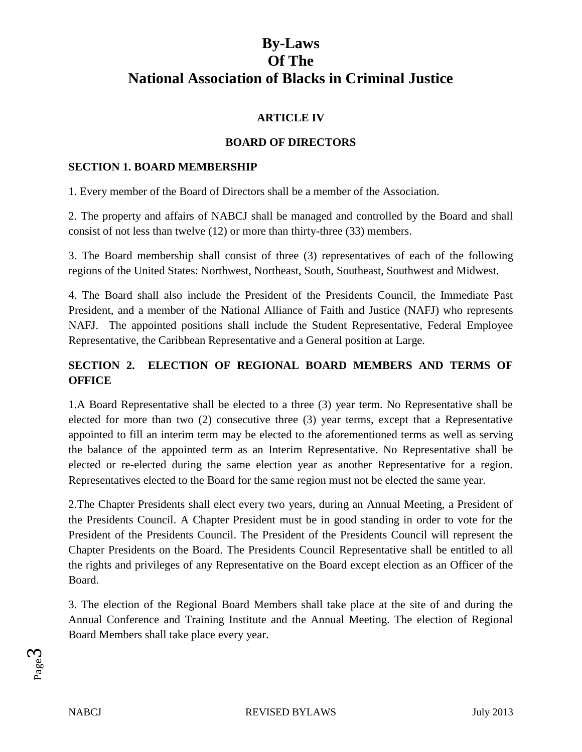# By-Laws
# Of The
# National Association of Blacks in Criminal Justice

## ARTICLE IV

## BOARD OF DIRECTORS

### SECTION 1. BOARD MEMBERSHIP

1. Every member of the Board of Directors shall be a member of the Association.

2. The property and affairs of NABCJ shall be managed and controlled by the Board and shall consist of not less than twelve (12) or more than thirty-three (33) members.

3. The Board membership shall consist of three (3) representatives of each of the following regions of the United States: Northwest, Northeast, South, Southeast, Southwest and Midwest.

4. The Board shall also include the President of the Presidents Council, the Immediate Past President, and a member of the National Alliance of Faith and Justice (NAFJ) who represents NAFJ. The appointed positions shall include the Student Representative, Federal Employee Representative, the Caribbean Representative and a General position at Large.

### SECTION 2. ELECTION OF REGIONAL BOARD MEMBERS AND TERMS OF OFFICE

1.A Board Representative shall be elected to a three (3) year term. No Representative shall be elected for more than two (2) consecutive three (3) year terms, except that a Representative appointed to fill an interim term may be elected to the aforementioned terms as well as serving the balance of the appointed term as an Interim Representative. No Representative shall be elected or re-elected during the same election year as another Representative for a region. Representatives elected to the Board for the same region must not be elected the same year.

2.The Chapter Presidents shall elect every two years, during an Annual Meeting, a President of the Presidents Council. A Chapter President must be in good standing in order to vote for the President of the Presidents Council. The President of the Presidents Council will represent the Chapter Presidents on the Board. The Presidents Council Representative shall be entitled to all the rights and privileges of any Representative on the Board except election as an Officer of the Board.

3. The election of the Regional Board Members shall take place at the site of and during the Annual Conference and Training Institute and the Annual Meeting. The election of Regional Board Members shall take place every year.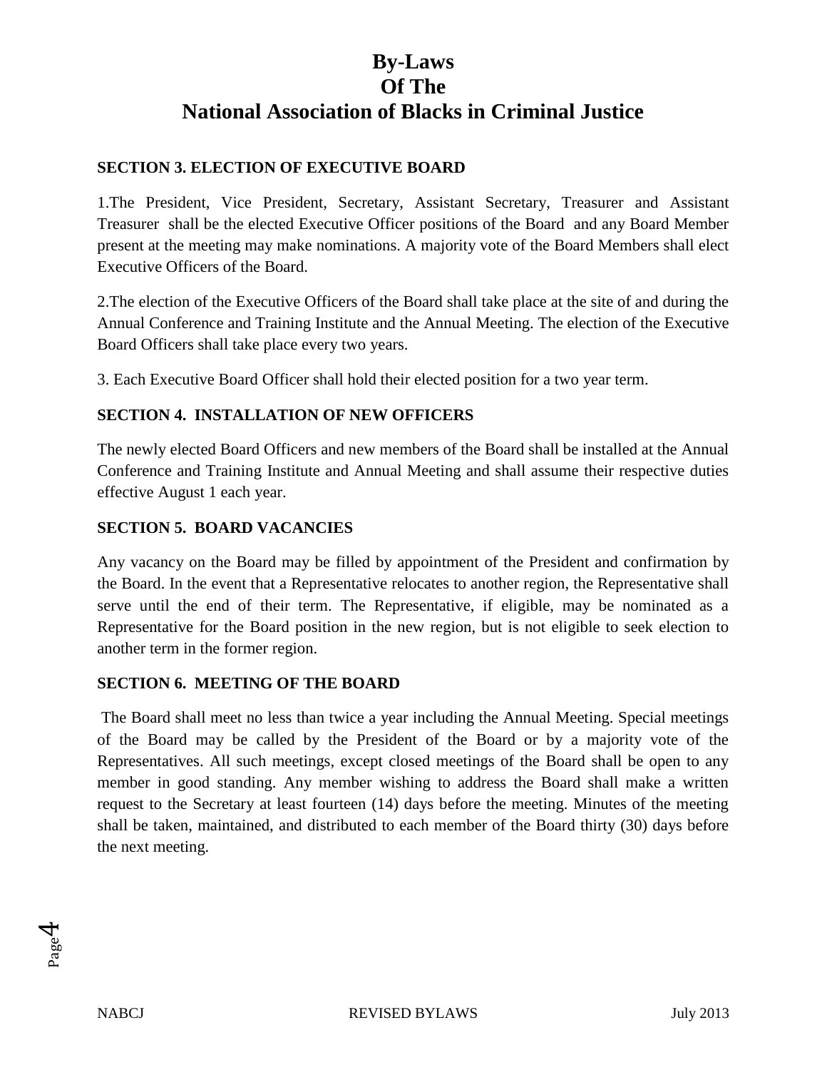# By-Laws Of The National Association of Blacks in Criminal Justice

**SECTION 3. ELECTION OF EXECUTIVE BOARD**

1.The President, Vice President, Secretary, Assistant Secretary, Treasurer and Assistant Treasurer shall be the elected Executive Officer positions of the Board and any Board Member present at the meeting may make nominations. A majority vote of the Board Members shall elect Executive Officers of the Board.

2.The election of the Executive Officers of the Board shall take place at the site of and during the Annual Conference and Training Institute and the Annual Meeting. The election of the Executive Board Officers shall take place every two years.

3. Each Executive Board Officer shall hold their elected position for a two year term.

**SECTION 4. INSTALLATION OF NEW OFFICERS**

The newly elected Board Officers and new members of the Board shall be installed at the Annual Conference and Training Institute and Annual Meeting and shall assume their respective duties effective August 1 each year.

**SECTION 5. BOARD VACANCIES**

Any vacancy on the Board may be filled by appointment of the President and confirmation by the Board. In the event that a Representative relocates to another region, the Representative shall serve until the end of their term. The Representative, if eligible, may be nominated as a Representative for the Board position in the new region, but is not eligible to seek election to another term in the former region.

**SECTION 6. MEETING OF THE BOARD**

The Board shall meet no less than twice a year including the Annual Meeting. Special meetings of the Board may be called by the President of the Board or by a majority vote of the Representatives. All such meetings, except closed meetings of the Board shall be open to any member in good standing. Any member wishing to address the Board shall make a written request to the Secretary at least fourteen (14) days before the meeting. Minutes of the meeting shall be taken, maintained, and distributed to each member of the Board thirty (30) days before the next meeting.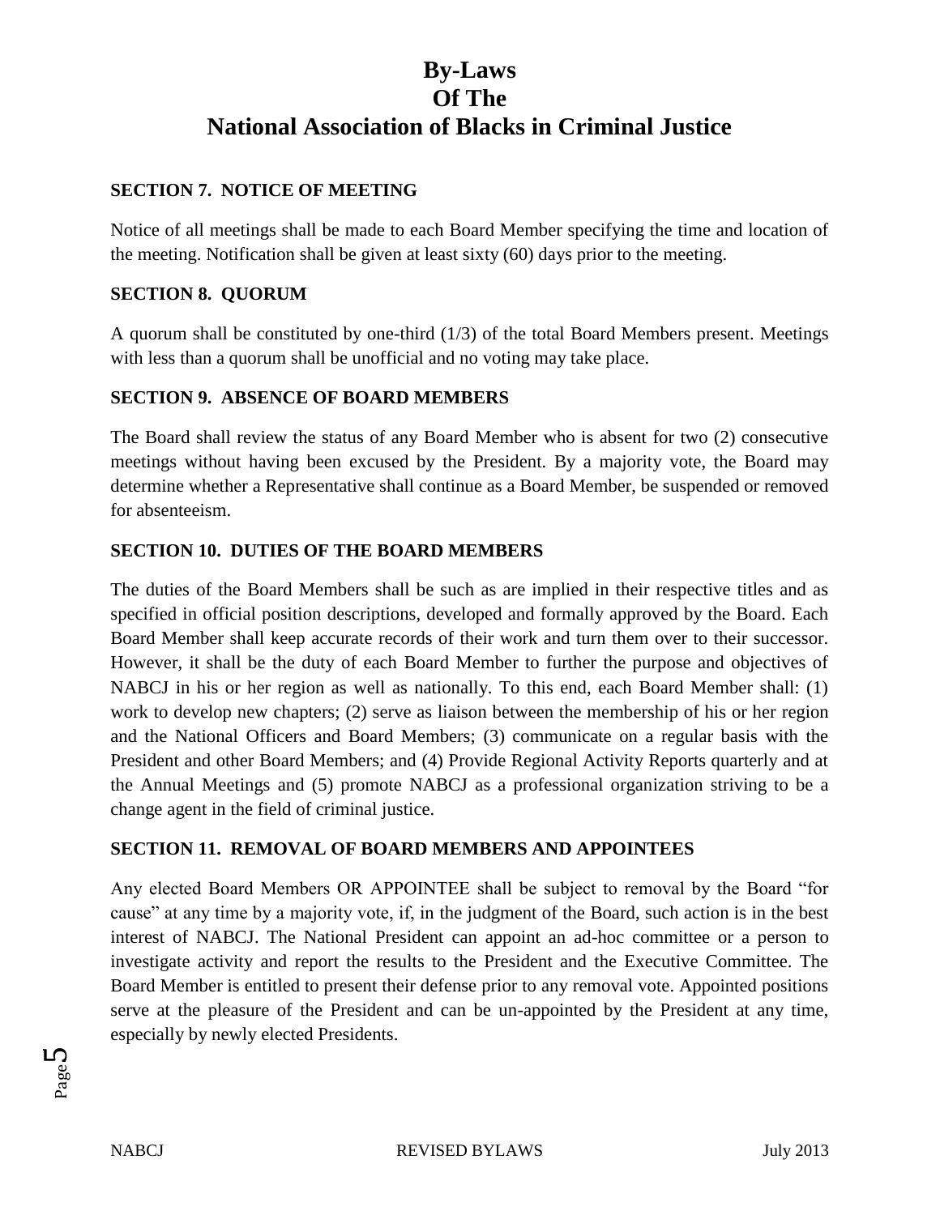# By-Laws Of The National Association of Blacks in Criminal Justice

### SECTION 7. NOTICE OF MEETING

Notice of all meetings shall be made to each Board Member specifying the time and location of the meeting. Notification shall be given at least sixty (60) days prior to the meeting.

### SECTION 8. QUORUM

A quorum shall be constituted by one-third (1/3) of the total Board Members present. Meetings with less than a quorum shall be unofficial and no voting may take place.

### SECTION 9. ABSENCE OF BOARD MEMBERS

The Board shall review the status of any Board Member who is absent for two (2) consecutive meetings without having been excused by the President. By a majority vote, the Board may determine whether a Representative shall continue as a Board Member, be suspended or removed for absenteeism.

### SECTION 10. DUTIES OF THE BOARD MEMBERS

The duties of the Board Members shall be such as are implied in their respective titles and as specified in official position descriptions, developed and formally approved by the Board. Each Board Member shall keep accurate records of their work and turn them over to their successor. However, it shall be the duty of each Board Member to further the purpose and objectives of NABCJ in his or her region as well as nationally. To this end, each Board Member shall: (1) work to develop new chapters; (2) serve as liaison between the membership of his or her region and the National Officers and Board Members; (3) communicate on a regular basis with the President and other Board Members; and (4) Provide Regional Activity Reports quarterly and at the Annual Meetings and (5) promote NABCJ as a professional organization striving to be a change agent in the field of criminal justice.

### SECTION 11. REMOVAL OF BOARD MEMBERS AND APPOINTEES

Any elected Board Members OR APPOINTEE shall be subject to removal by the Board "for cause" at any time by a majority vote, if, in the judgment of the Board, such action is in the best interest of NABCJ. The National President can appoint an ad-hoc committee or a person to investigate activity and report the results to the President and the Executive Committee. The Board Member is entitled to present their defense prior to any removal vote. Appointed positions serve at the pleasure of the President and can be un-appointed by the President at any time, especially by newly elected Presidents.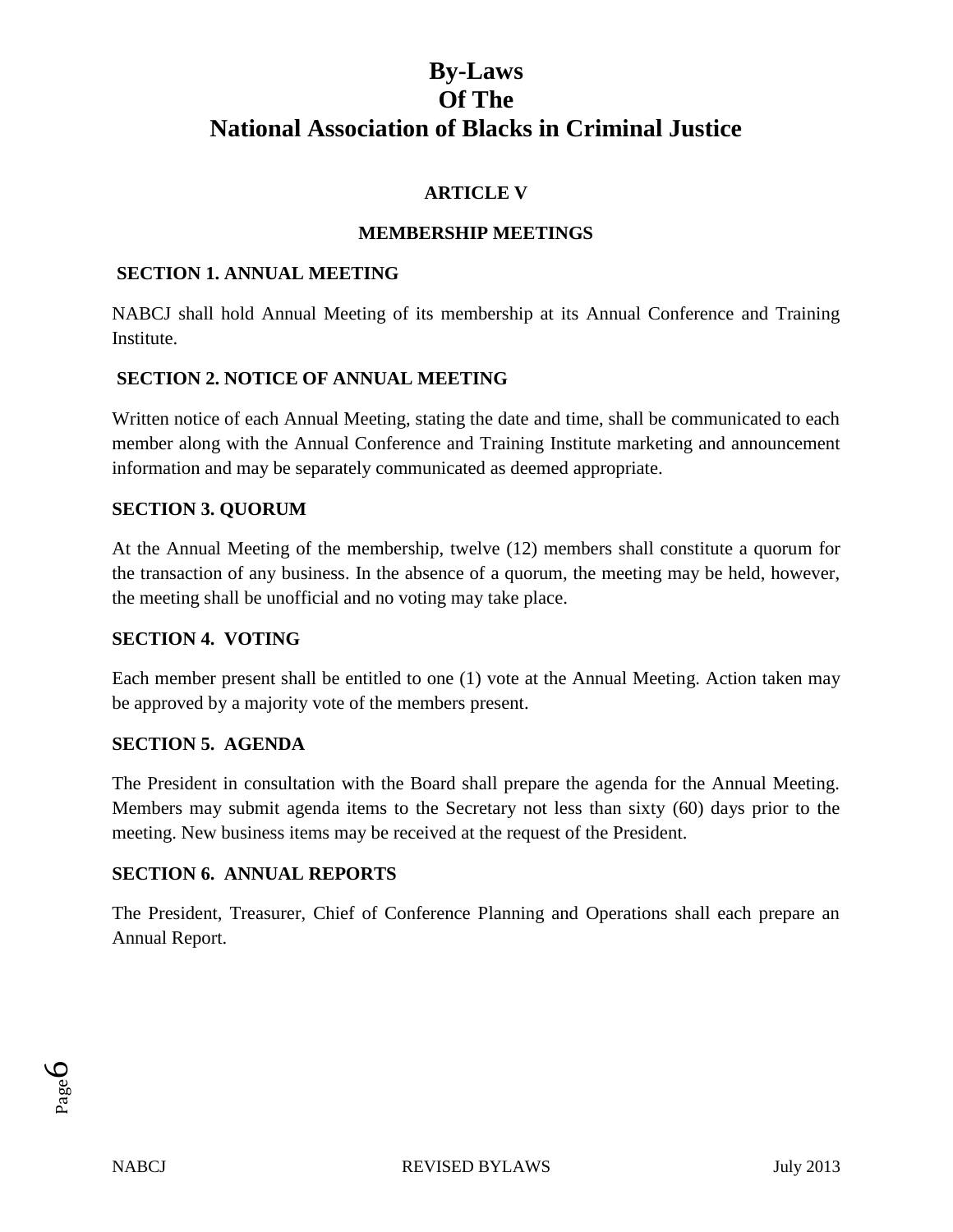# By-Laws
# Of The
# National Association of Blacks in Criminal Justice

## ARTICLE V

## MEMBERSHIP MEETINGS

### SECTION 1. ANNUAL MEETING

NABCJ shall hold Annual Meeting of its membership at its Annual Conference and Training Institute.

### SECTION 2. NOTICE OF ANNUAL MEETING

Written notice of each Annual Meeting, stating the date and time, shall be communicated to each member along with the Annual Conference and Training Institute marketing and announcement information and may be separately communicated as deemed appropriate.

### SECTION 3. QUORUM

At the Annual Meeting of the membership, twelve (12) members shall constitute a quorum for the transaction of any business. In the absence of a quorum, the meeting may be held, however, the meeting shall be unofficial and no voting may take place.

### SECTION 4. VOTING

Each member present shall be entitled to one (1) vote at the Annual Meeting. Action taken may be approved by a majority vote of the members present.

### SECTION 5. AGENDA

The President in consultation with the Board shall prepare the agenda for the Annual Meeting. Members may submit agenda items to the Secretary not less than sixty (60) days prior to the meeting. New business items may be received at the request of the President.

### SECTION 6. ANNUAL REPORTS

The President, Treasurer, Chief of Conference Planning and Operations shall each prepare an Annual Report.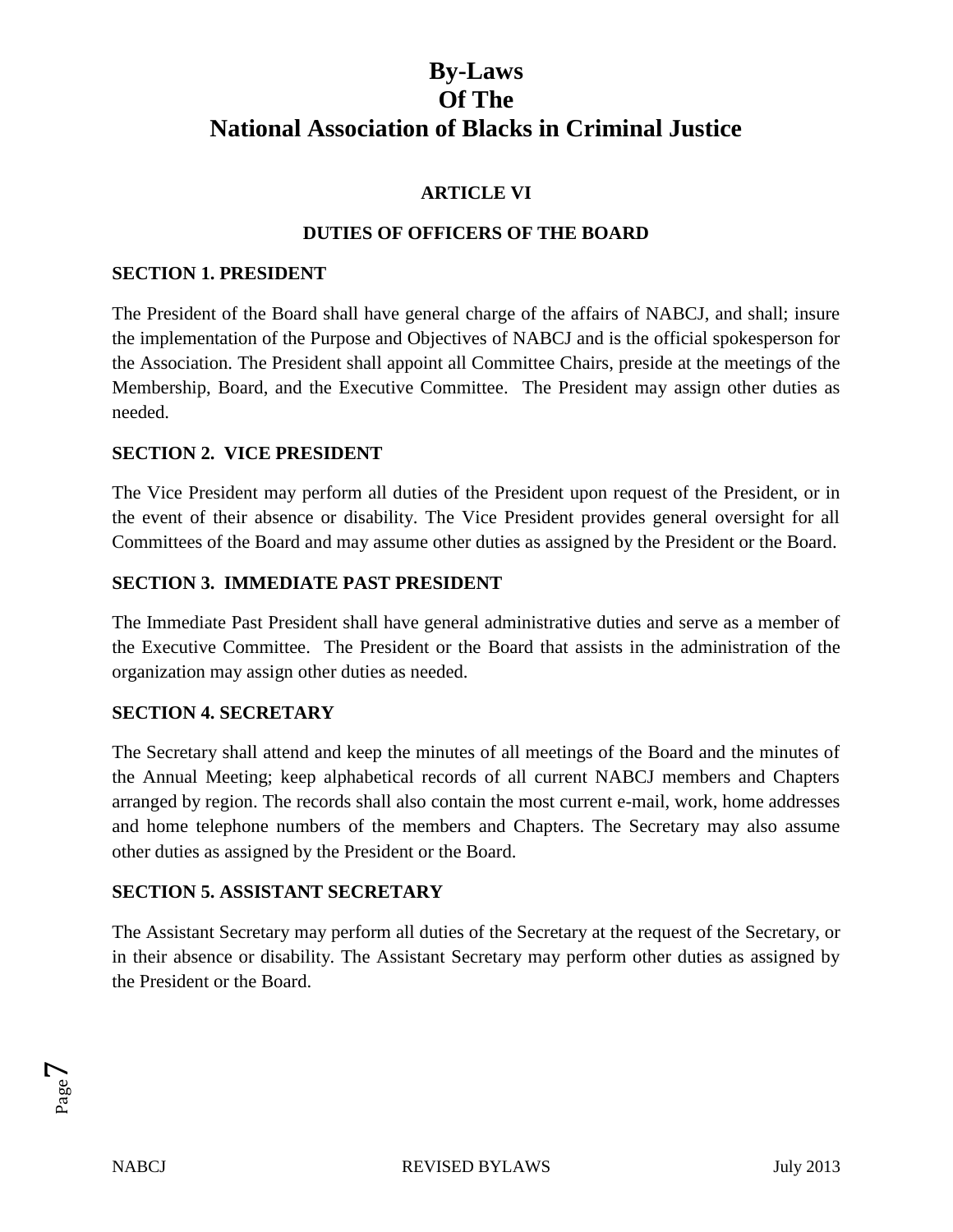# By-Laws
# Of The
# National Association of Blacks in Criminal Justice

## ARTICLE VI

## DUTIES OF OFFICERS OF THE BOARD

### SECTION 1. PRESIDENT

The President of the Board shall have general charge of the affairs of NABCJ, and shall; insure the implementation of the Purpose and Objectives of NABCJ and is the official spokesperson for the Association. The President shall appoint all Committee Chairs, preside at the meetings of the Membership, Board, and the Executive Committee. The President may assign other duties as needed.

### SECTION 2. VICE PRESIDENT

The Vice President may perform all duties of the President upon request of the President, or in the event of their absence or disability. The Vice President provides general oversight for all Committees of the Board and may assume other duties as assigned by the President or the Board.

### SECTION 3. IMMEDIATE PAST PRESIDENT

The Immediate Past President shall have general administrative duties and serve as a member of the Executive Committee. The President or the Board that assists in the administration of the organization may assign other duties as needed.

### SECTION 4. SECRETARY

The Secretary shall attend and keep the minutes of all meetings of the Board and the minutes of the Annual Meeting; keep alphabetical records of all current NABCJ members and Chapters arranged by region. The records shall also contain the most current e-mail, work, home addresses and home telephone numbers of the members and Chapters. The Secretary may also assume other duties as assigned by the President or the Board.

### SECTION 5. ASSISTANT SECRETARY

The Assistant Secretary may perform all duties of the Secretary at the request of the Secretary, or in their absence or disability. The Assistant Secretary may perform other duties as assigned by the President or the Board.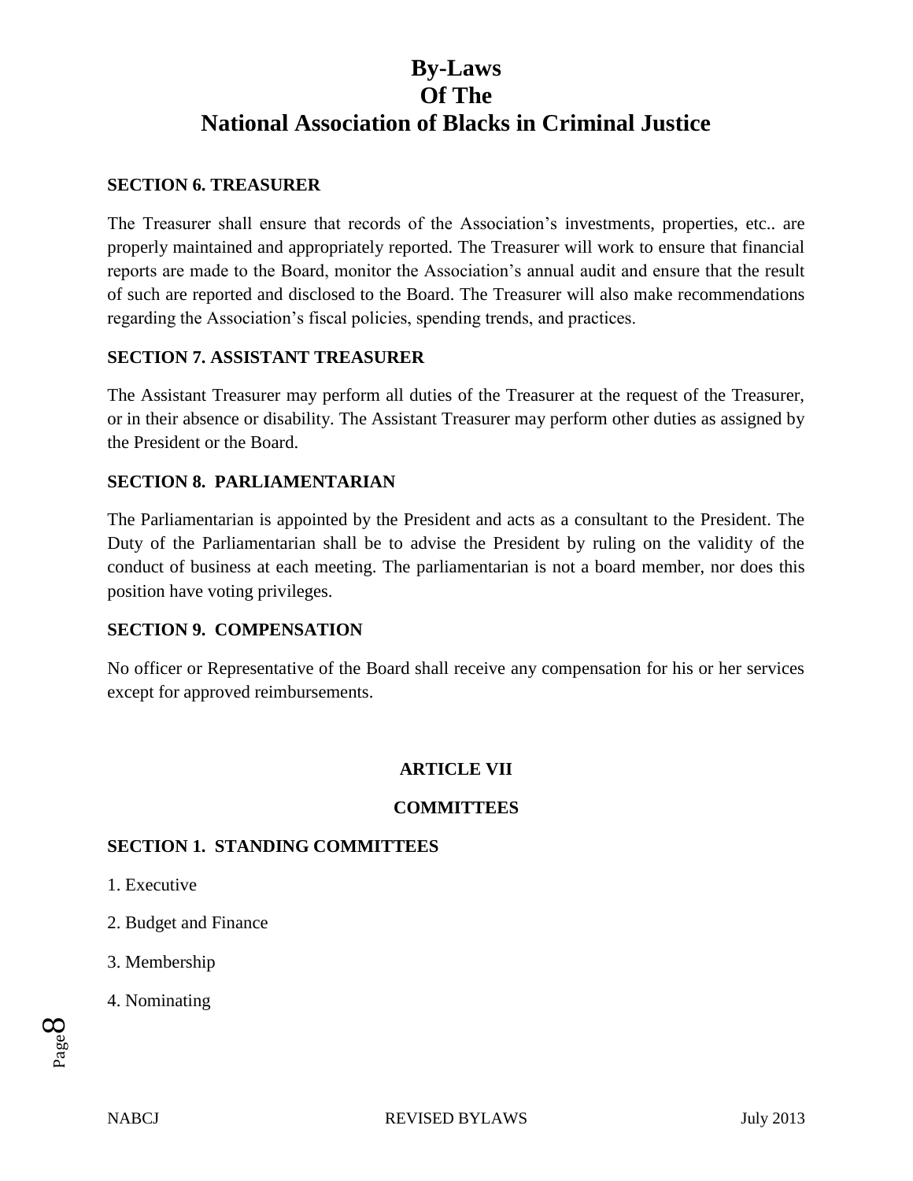# By-Laws Of The National Association of Blacks in Criminal Justice

### SECTION 6. TREASURER

The Treasurer shall ensure that records of the Association's investments, properties, etc.. are properly maintained and appropriately reported. The Treasurer will work to ensure that financial reports are made to the Board, monitor the Association's annual audit and ensure that the result of such are reported and disclosed to the Board. The Treasurer will also make recommendations regarding the Association's fiscal policies, spending trends, and practices.

### SECTION 7. ASSISTANT TREASURER

The Assistant Treasurer may perform all duties of the Treasurer at the request of the Treasurer, or in their absence or disability. The Assistant Treasurer may perform other duties as assigned by the President or the Board.

### SECTION 8. PARLIAMENTARIAN

The Parliamentarian is appointed by the President and acts as a consultant to the President. The Duty of the Parliamentarian shall be to advise the President by ruling on the validity of the conduct of business at each meeting. The parliamentarian is not a board member, nor does this position have voting privileges.

### SECTION 9. COMPENSATION

No officer or Representative of the Board shall receive any compensation for his or her services except for approved reimbursements.

## ARTICLE VII

## COMMITTEES

### SECTION 1. STANDING COMMITTEES

1. Executive
2. Budget and Finance
3. Membership
4. Nominating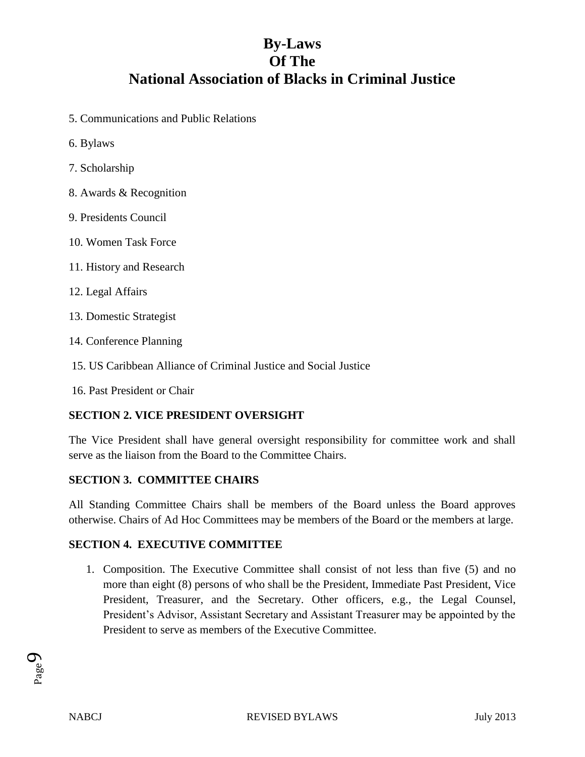5. Communications and Public Relations

6. Bylaws

7. Scholarship

8. Awards & Recognition

9. Presidents Council

10. Women Task Force

11. History and Research

12. Legal Affairs

13. Domestic Strategist

14. Conference Planning

15. US Caribbean Alliance of Criminal Justice and Social Justice

16. Past President or Chair

**SECTION 2. VICE PRESIDENT OVERSIGHT**

The Vice President shall have general oversight responsibility for committee work and shall serve as the liaison from the Board to the Committee Chairs.

**SECTION 3. COMMITTEE CHAIRS**

All Standing Committee Chairs shall be members of the Board unless the Board approves otherwise. Chairs of Ad Hoc Committees may be members of the Board or the members at large.

**SECTION 4. EXECUTIVE COMMITTEE**

1. Composition. The Executive Committee shall consist of not less than five (5) and no more than eight (8) persons of who shall be the President, Immediate Past President, Vice President, Treasurer, and the Secretary. Other officers, e.g., the Legal Counsel, President's Advisor, Assistant Secretary and Assistant Treasurer may be appointed by the President to serve as members of the Executive Committee.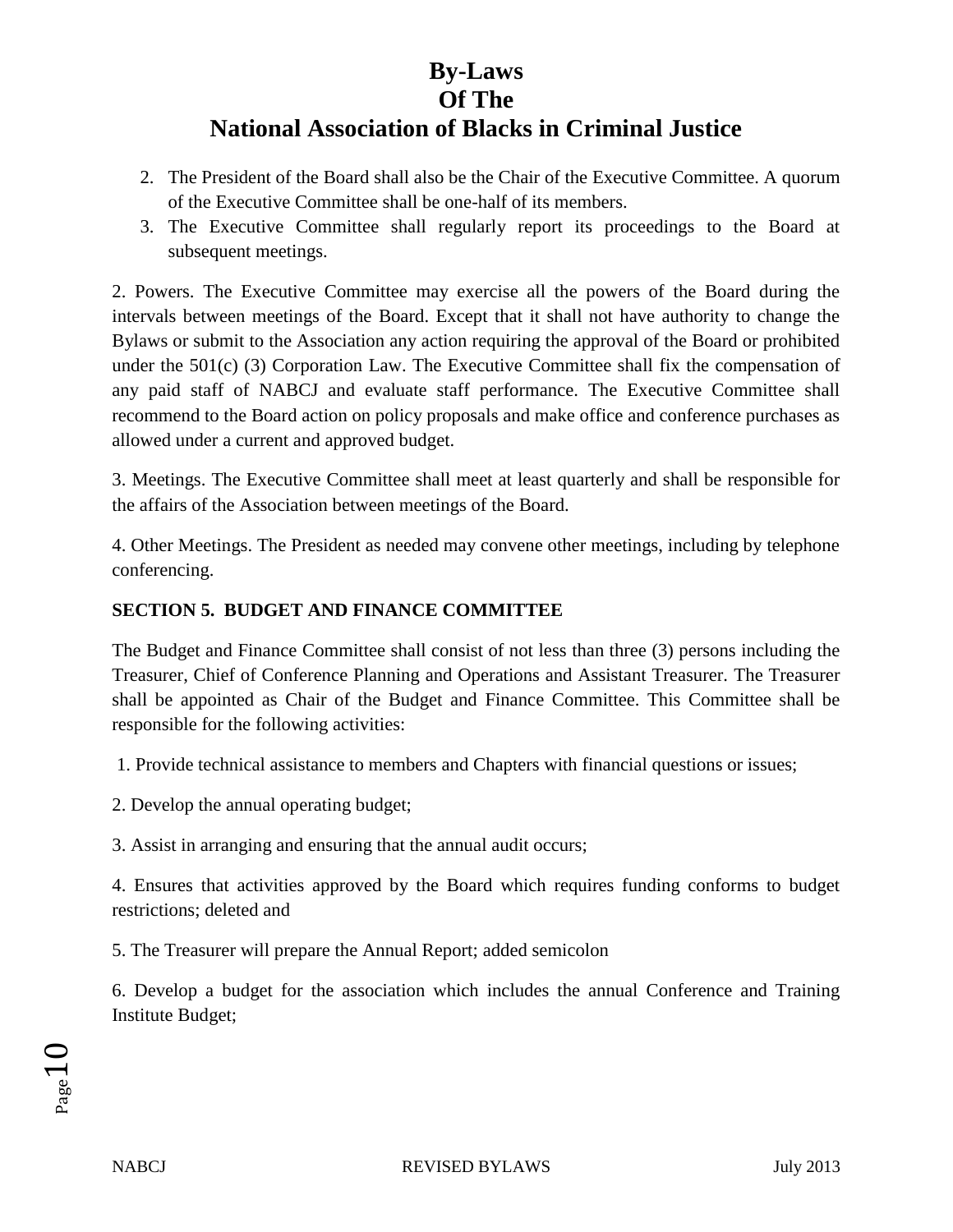2. The President of the Board shall also be the Chair of the Executive Committee. A quorum of the Executive Committee shall be one-half of its members.
3. The Executive Committee shall regularly report its proceedings to the Board at subsequent meetings.

2. Powers. The Executive Committee may exercise all the powers of the Board during the intervals between meetings of the Board. Except that it shall not have authority to change the Bylaws or submit to the Association any action requiring the approval of the Board or prohibited under the 501(c) (3) Corporation Law. The Executive Committee shall fix the compensation of any paid staff of NABCJ and evaluate staff performance. The Executive Committee shall recommend to the Board action on policy proposals and make office and conference purchases as allowed under a current and approved budget.

3. Meetings. The Executive Committee shall meet at least quarterly and shall be responsible for the affairs of the Association between meetings of the Board.

4. Other Meetings. The President as needed may convene other meetings, including by telephone conferencing.

**SECTION 5. BUDGET AND FINANCE COMMITTEE**

The Budget and Finance Committee shall consist of not less than three (3) persons including the Treasurer, Chief of Conference Planning and Operations and Assistant Treasurer. The Treasurer shall be appointed as Chair of the Budget and Finance Committee. This Committee shall be responsible for the following activities:

1. Provide technical assistance to members and Chapters with financial questions or issues;

2. Develop the annual operating budget;

3. Assist in arranging and ensuring that the annual audit occurs;

4. Ensures that activities approved by the Board which requires funding conforms to budget restrictions; deleted and

5. The Treasurer will prepare the Annual Report; added semicolon

6. Develop a budget for the association which includes the annual Conference and Training Institute Budget;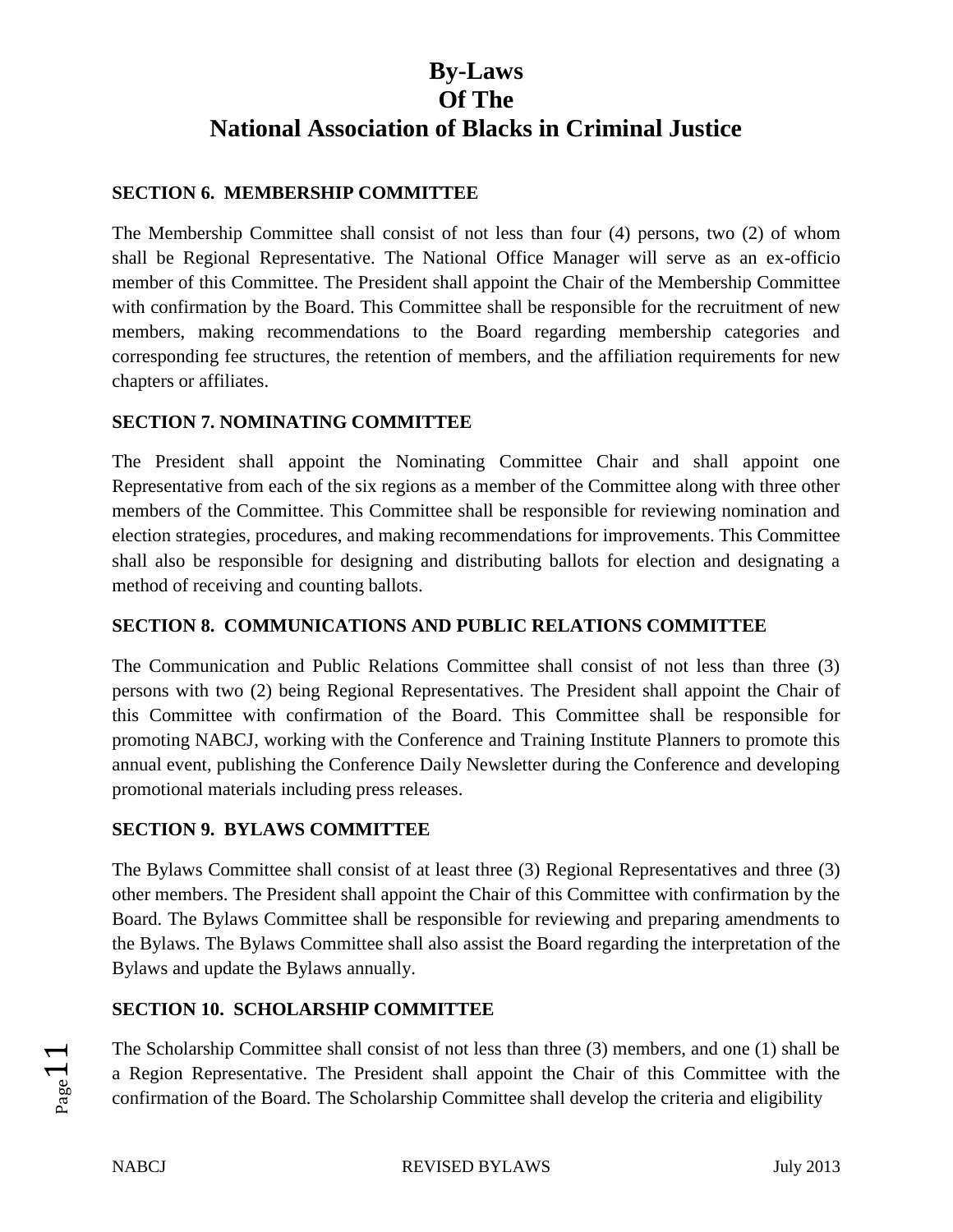# By-Laws Of The National Association of Blacks in Criminal Justice

### SECTION 6. MEMBERSHIP COMMITTEE

The Membership Committee shall consist of not less than four (4) persons, two (2) of whom shall be Regional Representative. The National Office Manager will serve as an ex-officio member of this Committee. The President shall appoint the Chair of the Membership Committee with confirmation by the Board. This Committee shall be responsible for the recruitment of new members, making recommendations to the Board regarding membership categories and corresponding fee structures, the retention of members, and the affiliation requirements for new chapters or affiliates.

### SECTION 7. NOMINATING COMMITTEE

The President shall appoint the Nominating Committee Chair and shall appoint one Representative from each of the six regions as a member of the Committee along with three other members of the Committee. This Committee shall be responsible for reviewing nomination and election strategies, procedures, and making recommendations for improvements. This Committee shall also be responsible for designing and distributing ballots for election and designating a method of receiving and counting ballots.

### SECTION 8. COMMUNICATIONS AND PUBLIC RELATIONS COMMITTEE

The Communication and Public Relations Committee shall consist of not less than three (3) persons with two (2) being Regional Representatives. The President shall appoint the Chair of this Committee with confirmation of the Board. This Committee shall be responsible for promoting NABCJ, working with the Conference and Training Institute Planners to promote this annual event, publishing the Conference Daily Newsletter during the Conference and developing promotional materials including press releases.

### SECTION 9. BYLAWS COMMITTEE

The Bylaws Committee shall consist of at least three (3) Regional Representatives and three (3) other members. The President shall appoint the Chair of this Committee with confirmation by the Board. The Bylaws Committee shall be responsible for reviewing and preparing amendments to the Bylaws. The Bylaws Committee shall also assist the Board regarding the interpretation of the Bylaws and update the Bylaws annually.

### SECTION 10. SCHOLARSHIP COMMITTEE

The Scholarship Committee shall consist of not less than three (3) members, and one (1) shall be a Region Representative. The President shall appoint the Chair of this Committee with the confirmation of the Board. The Scholarship Committee shall develop the criteria and eligibility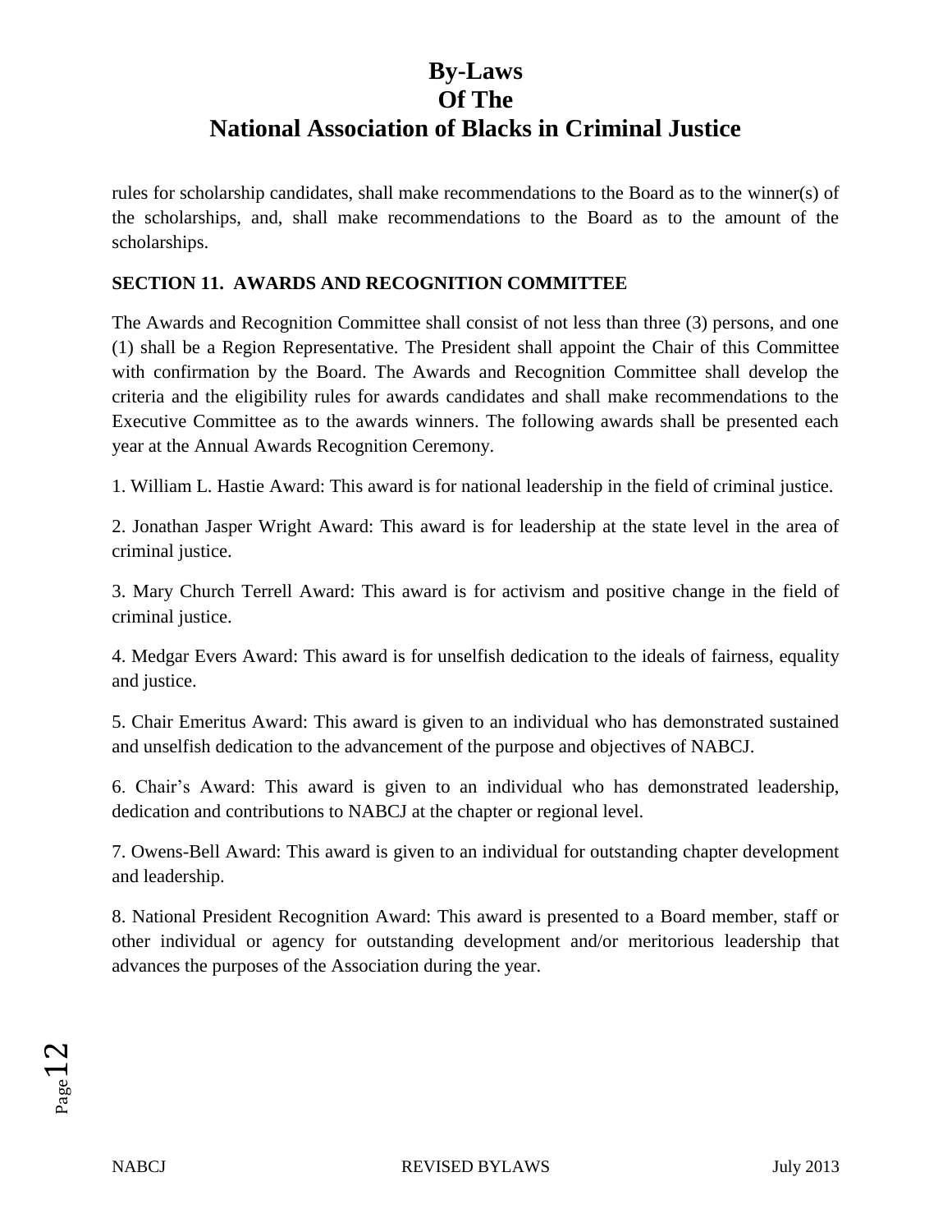rules for scholarship candidates, shall make recommendations to the Board as to the winner(s) of the scholarships, and, shall make recommendations to the Board as to the amount of the scholarships.

**SECTION 11. AWARDS AND RECOGNITION COMMITTEE**

The Awards and Recognition Committee shall consist of not less than three (3) persons, and one (1) shall be a Region Representative. The President shall appoint the Chair of this Committee with confirmation by the Board. The Awards and Recognition Committee shall develop the criteria and the eligibility rules for awards candidates and shall make recommendations to the Executive Committee as to the awards winners. The following awards shall be presented each year at the Annual Awards Recognition Ceremony.

1. William L. Hastie Award: This award is for national leadership in the field of criminal justice.

2. Jonathan Jasper Wright Award: This award is for leadership at the state level in the area of criminal justice.

3. Mary Church Terrell Award: This award is for activism and positive change in the field of criminal justice.

4. Medgar Evers Award: This award is for unselfish dedication to the ideals of fairness, equality and justice.

5. Chair Emeritus Award: This award is given to an individual who has demonstrated sustained and unselfish dedication to the advancement of the purpose and objectives of NABCJ.

6. Chair's Award: This award is given to an individual who has demonstrated leadership, dedication and contributions to NABCJ at the chapter or regional level.

7. Owens-Bell Award: This award is given to an individual for outstanding chapter development and leadership.

8. National President Recognition Award: This award is presented to a Board member, staff or other individual or agency for outstanding development and/or meritorious leadership that advances the purposes of the Association during the year.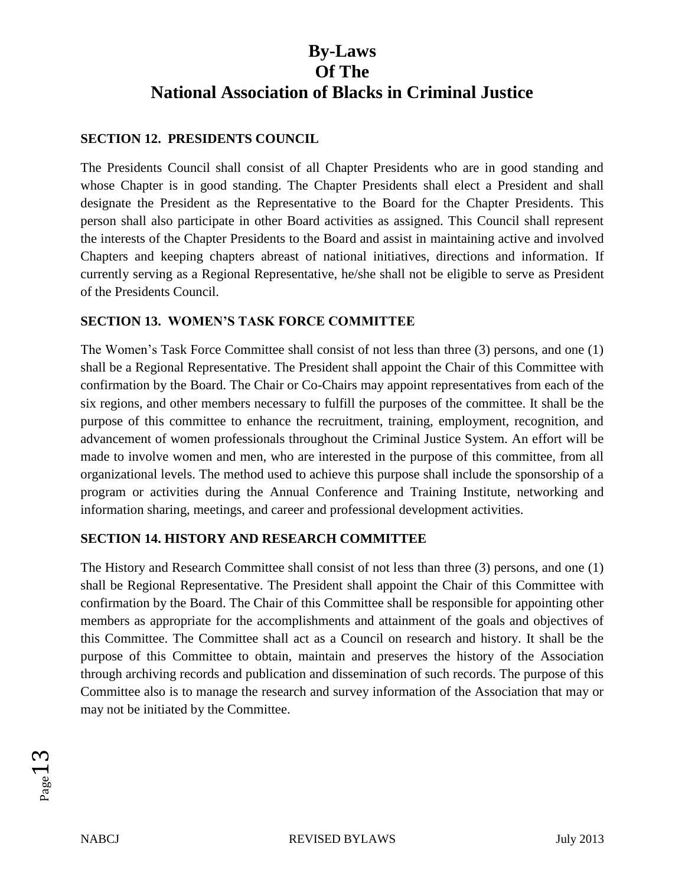# By-Laws
# Of The
# National Association of Blacks in Criminal Justice

### SECTION 12. PRESIDENTS COUNCIL

The Presidents Council shall consist of all Chapter Presidents who are in good standing and whose Chapter is in good standing. The Chapter Presidents shall elect a President and shall designate the President as the Representative to the Board for the Chapter Presidents. This person shall also participate in other Board activities as assigned. This Council shall represent the interests of the Chapter Presidents to the Board and assist in maintaining active and involved Chapters and keeping chapters abreast of national initiatives, directions and information. If currently serving as a Regional Representative, he/she shall not be eligible to serve as President of the Presidents Council.

### SECTION 13. WOMEN'S TASK FORCE COMMITTEE

The Women's Task Force Committee shall consist of not less than three (3) persons, and one (1) shall be a Regional Representative. The President shall appoint the Chair of this Committee with confirmation by the Board. The Chair or Co-Chairs may appoint representatives from each of the six regions, and other members necessary to fulfill the purposes of the committee. It shall be the purpose of this committee to enhance the recruitment, training, employment, recognition, and advancement of women professionals throughout the Criminal Justice System. An effort will be made to involve women and men, who are interested in the purpose of this committee, from all organizational levels. The method used to achieve this purpose shall include the sponsorship of a program or activities during the Annual Conference and Training Institute, networking and information sharing, meetings, and career and professional development activities.

### SECTION 14. HISTORY AND RESEARCH COMMITTEE

The History and Research Committee shall consist of not less than three (3) persons, and one (1) shall be Regional Representative. The President shall appoint the Chair of this Committee with confirmation by the Board. The Chair of this Committee shall be responsible for appointing other members as appropriate for the accomplishments and attainment of the goals and objectives of this Committee. The Committee shall act as a Council on research and history. It shall be the purpose of this Committee to obtain, maintain and preserves the history of the Association through archiving records and publication and dissemination of such records. The purpose of this Committee also is to manage the research and survey information of the Association that may or may not be initiated by the Committee.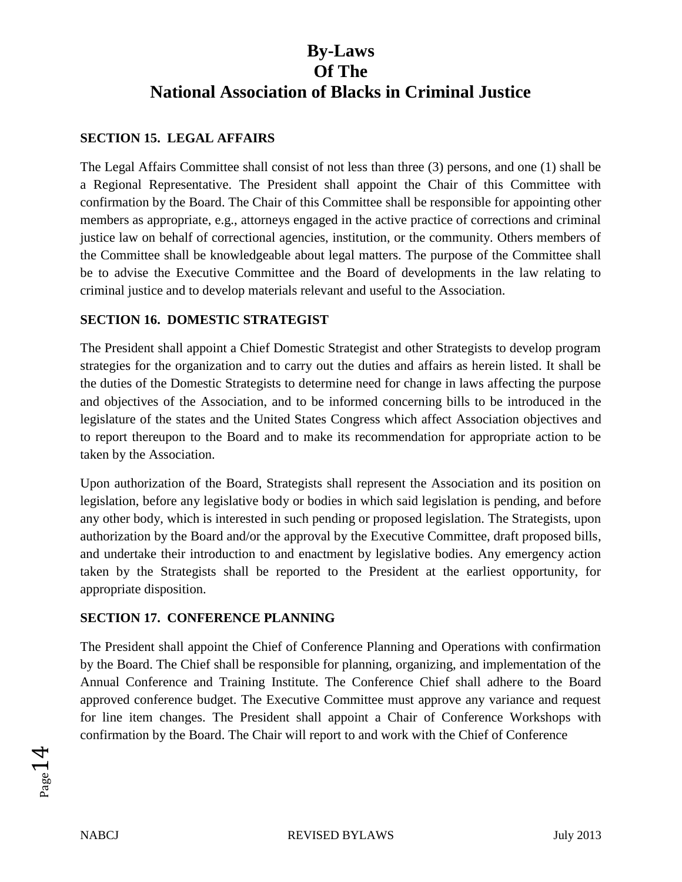## SECTION 15. LEGAL AFFAIRS

The Legal Affairs Committee shall consist of not less than three (3) persons, and one (1) shall be a Regional Representative. The President shall appoint the Chair of this Committee with confirmation by the Board. The Chair of this Committee shall be responsible for appointing other members as appropriate, e.g., attorneys engaged in the active practice of corrections and criminal justice law on behalf of correctional agencies, institution, or the community. Others members of the Committee shall be knowledgeable about legal matters. The purpose of the Committee shall be to advise the Executive Committee and the Board of developments in the law relating to criminal justice and to develop materials relevant and useful to the Association.

## SECTION 16. DOMESTIC STRATEGIST

The President shall appoint a Chief Domestic Strategist and other Strategists to develop program strategies for the organization and to carry out the duties and affairs as herein listed. It shall be the duties of the Domestic Strategists to determine need for change in laws affecting the purpose and objectives of the Association, and to be informed concerning bills to be introduced in the legislature of the states and the United States Congress which affect Association objectives and to report thereupon to the Board and to make its recommendation for appropriate action to be taken by the Association.

Upon authorization of the Board, Strategists shall represent the Association and its position on legislation, before any legislative body or bodies in which said legislation is pending, and before any other body, which is interested in such pending or proposed legislation. The Strategists, upon authorization by the Board and/or the approval by the Executive Committee, draft proposed bills, and undertake their introduction to and enactment by legislative bodies. Any emergency action taken by the Strategists shall be reported to the President at the earliest opportunity, for appropriate disposition.

## SECTION 17. CONFERENCE PLANNING

The President shall appoint the Chief of Conference Planning and Operations with confirmation by the Board. The Chief shall be responsible for planning, organizing, and implementation of the Annual Conference and Training Institute. The Conference Chief shall adhere to the Board approved conference budget. The Executive Committee must approve any variance and request for line item changes. The President shall appoint a Chair of Conference Workshops with confirmation by the Board. The Chair will report to and work with the Chief of Conference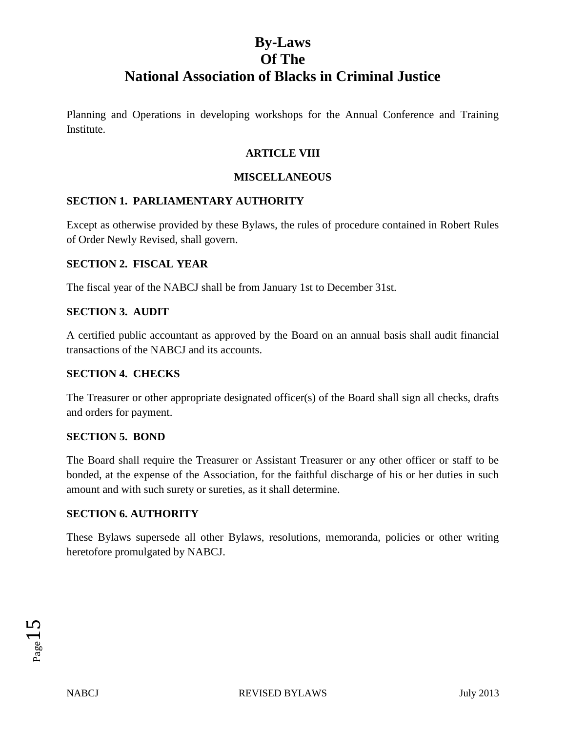Planning and Operations in developing workshops for the Annual Conference and Training Institute.

## ARTICLE VIII

## MISCELLANEOUS

### SECTION 1. PARLIAMENTARY AUTHORITY

Except as otherwise provided by these Bylaws, the rules of procedure contained in Robert Rules of Order Newly Revised, shall govern.

### SECTION 2. FISCAL YEAR

The fiscal year of the NABCJ shall be from January 1st to December 31st.

### SECTION 3. AUDIT

A certified public accountant as approved by the Board on an annual basis shall audit financial transactions of the NABCJ and its accounts.

### SECTION 4. CHECKS

The Treasurer or other appropriate designated officer(s) of the Board shall sign all checks, drafts and orders for payment.

### SECTION 5. BOND

The Board shall require the Treasurer or Assistant Treasurer or any other officer or staff to be bonded, at the expense of the Association, for the faithful discharge of his or her duties in such amount and with such surety or sureties, as it shall determine.

### SECTION 6. AUTHORITY

These Bylaws supersede all other Bylaws, resolutions, memoranda, policies or other writing heretofore promulgated by NABCJ.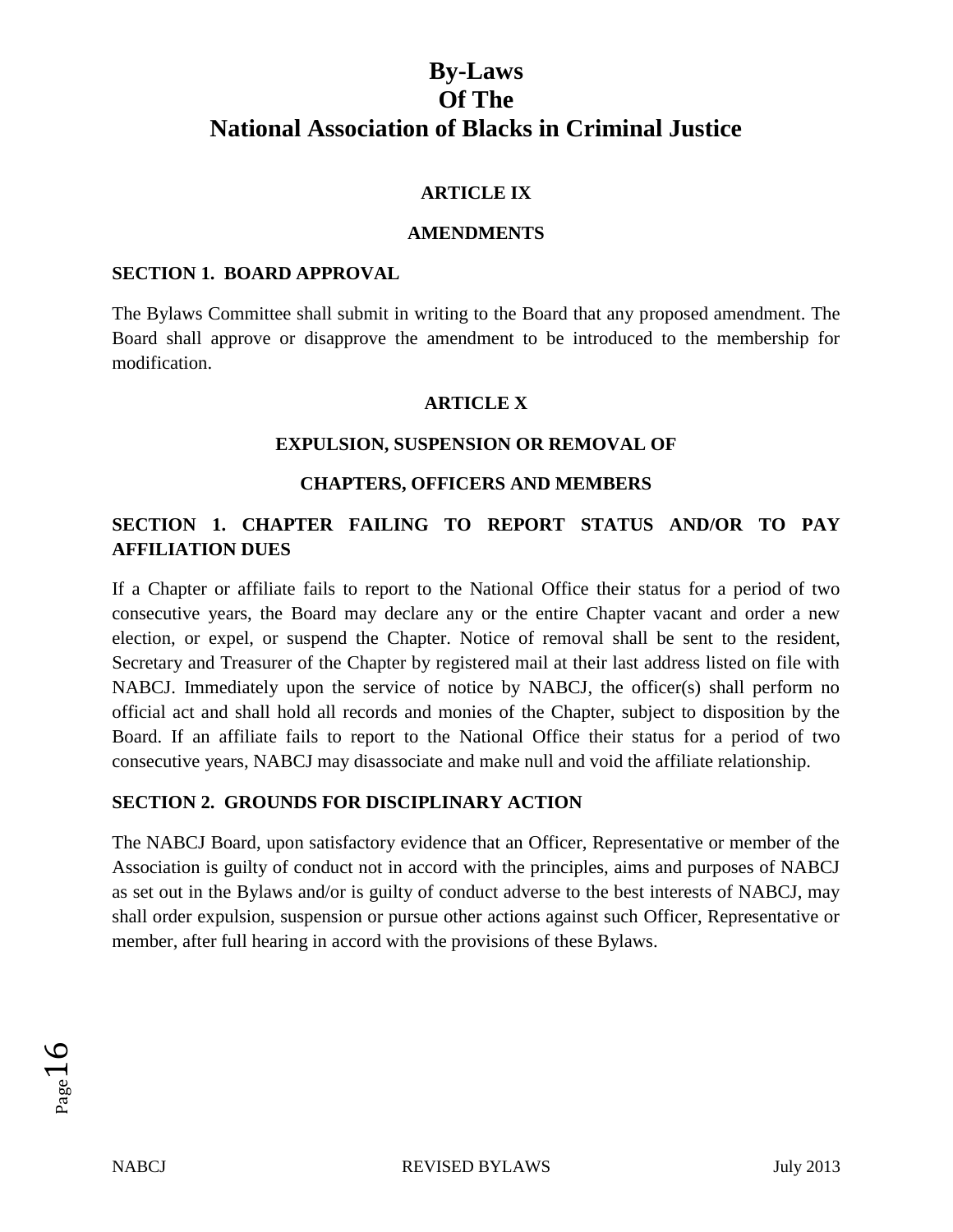# By-Laws Of The National Association of Blacks in Criminal Justice

## ARTICLE IX

## AMENDMENTS

### SECTION 1. BOARD APPROVAL

The Bylaws Committee shall submit in writing to the Board that any proposed amendment. The Board shall approve or disapprove the amendment to be introduced to the membership for modification.

## ARTICLE X

## EXPULSION, SUSPENSION OR REMOVAL OF CHAPTERS, OFFICERS AND MEMBERS

### SECTION 1. CHAPTER FAILING TO REPORT STATUS AND/OR TO PAY AFFILIATION DUES

If a Chapter or affiliate fails to report to the National Office their status for a period of two consecutive years, the Board may declare any or the entire Chapter vacant and order a new election, or expel, or suspend the Chapter. Notice of removal shall be sent to the resident, Secretary and Treasurer of the Chapter by registered mail at their last address listed on file with NABCJ. Immediately upon the service of notice by NABCJ, the officer(s) shall perform no official act and shall hold all records and monies of the Chapter, subject to disposition by the Board. If an affiliate fails to report to the National Office their status for a period of two consecutive years, NABCJ may disassociate and make null and void the affiliate relationship.

### SECTION 2. GROUNDS FOR DISCIPLINARY ACTION

The NABCJ Board, upon satisfactory evidence that an Officer, Representative or member of the Association is guilty of conduct not in accord with the principles, aims and purposes of NABCJ as set out in the Bylaws and/or is guilty of conduct adverse to the best interests of NABCJ, may shall order expulsion, suspension or pursue other actions against such Officer, Representative or member, after full hearing in accord with the provisions of these Bylaws.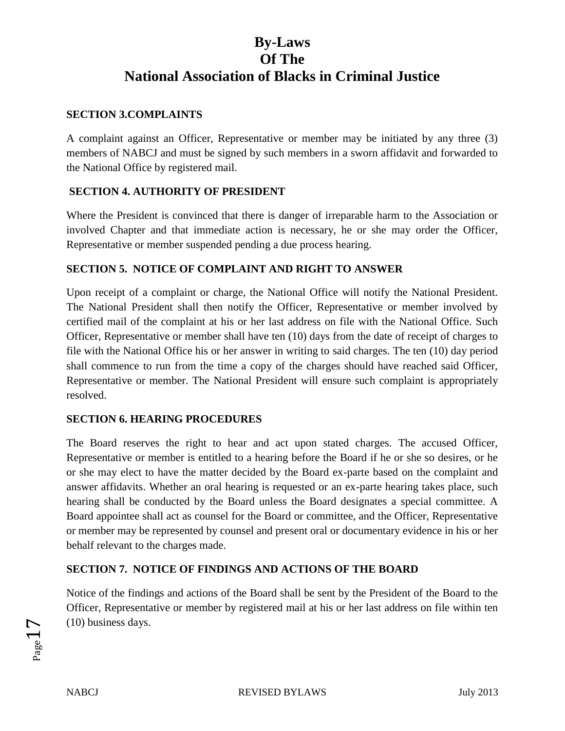# By-Laws
# Of The
# National Association of Blacks in Criminal Justice

**SECTION 3.COMPLAINTS**

A complaint against an Officer, Representative or member may be initiated by any three (3) members of NABCJ and must be signed by such members in a sworn affidavit and forwarded to the National Office by registered mail.

**SECTION 4. AUTHORITY OF PRESIDENT**

Where the President is convinced that there is danger of irreparable harm to the Association or involved Chapter and that immediate action is necessary, he or she may order the Officer, Representative or member suspended pending a due process hearing.

**SECTION 5. NOTICE OF COMPLAINT AND RIGHT TO ANSWER**

Upon receipt of a complaint or charge, the National Office will notify the National President. The National President shall then notify the Officer, Representative or member involved by certified mail of the complaint at his or her last address on file with the National Office. Such Officer, Representative or member shall have ten (10) days from the date of receipt of charges to file with the National Office his or her answer in writing to said charges. The ten (10) day period shall commence to run from the time a copy of the charges should have reached said Officer, Representative or member. The National President will ensure such complaint is appropriately resolved.

**SECTION 6. HEARING PROCEDURES**

The Board reserves the right to hear and act upon stated charges. The accused Officer, Representative or member is entitled to a hearing before the Board if he or she so desires, or he or she may elect to have the matter decided by the Board ex-parte based on the complaint and answer affidavits. Whether an oral hearing is requested or an ex-parte hearing takes place, such hearing shall be conducted by the Board unless the Board designates a special committee. A Board appointee shall act as counsel for the Board or committee, and the Officer, Representative or member may be represented by counsel and present oral or documentary evidence in his or her behalf relevant to the charges made.

**SECTION 7. NOTICE OF FINDINGS AND ACTIONS OF THE BOARD**

Notice of the findings and actions of the Board shall be sent by the President of the Board to the Officer, Representative or member by registered mail at his or her last address on file within ten (10) business days.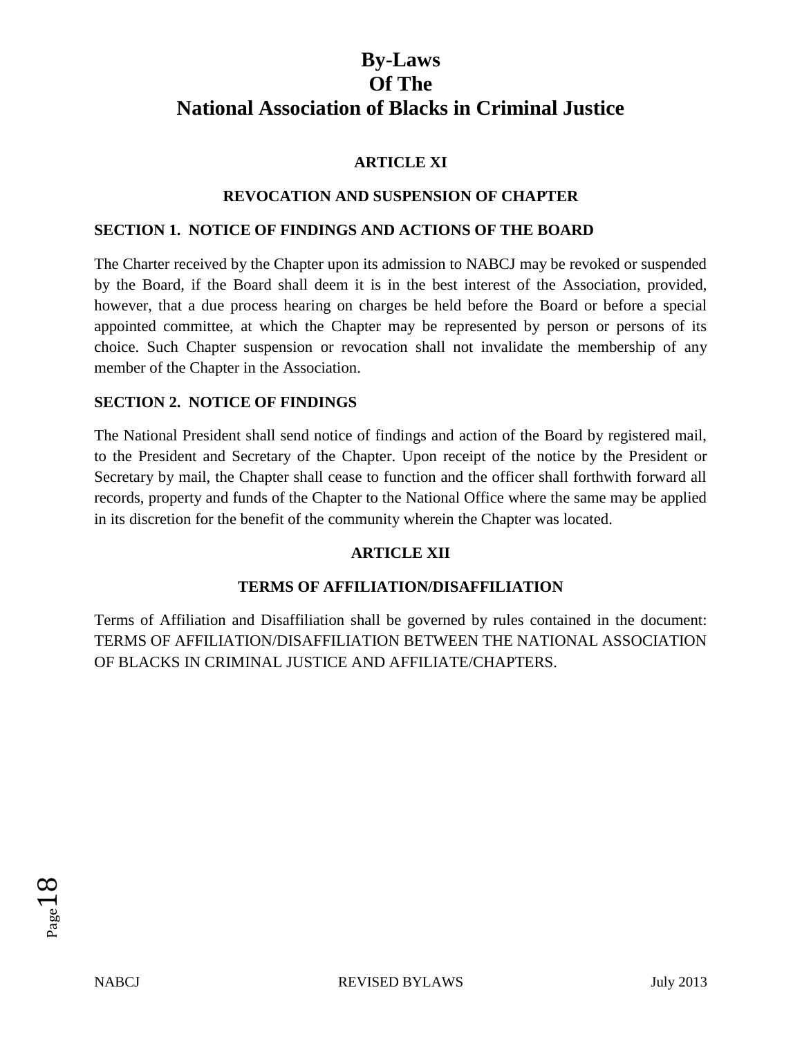# By-Laws
# Of The
# National Association of Blacks in Criminal Justice

## ARTICLE XI

## REVOCATION AND SUSPENSION OF CHAPTER

### SECTION 1. NOTICE OF FINDINGS AND ACTIONS OF THE BOARD

The Charter received by the Chapter upon its admission to NABCJ may be revoked or suspended by the Board, if the Board shall deem it is in the best interest of the Association, provided, however, that a due process hearing on charges be held before the Board or before a special appointed committee, at which the Chapter may be represented by person or persons of its choice. Such Chapter suspension or revocation shall not invalidate the membership of any member of the Chapter in the Association.

### SECTION 2. NOTICE OF FINDINGS

The National President shall send notice of findings and action of the Board by registered mail, to the President and Secretary of the Chapter. Upon receipt of the notice by the President or Secretary by mail, the Chapter shall cease to function and the officer shall forthwith forward all records, property and funds of the Chapter to the National Office where the same may be applied in its discretion for the benefit of the community wherein the Chapter was located.

## ARTICLE XII

## TERMS OF AFFILIATION/DISAFFILIATION

Terms of Affiliation and Disaffiliation shall be governed by rules contained in the document: TERMS OF AFFILIATION/DISAFFILIATION BETWEEN THE NATIONAL ASSOCIATION OF BLACKS IN CRIMINAL JUSTICE AND AFFILIATE/CHAPTERS.